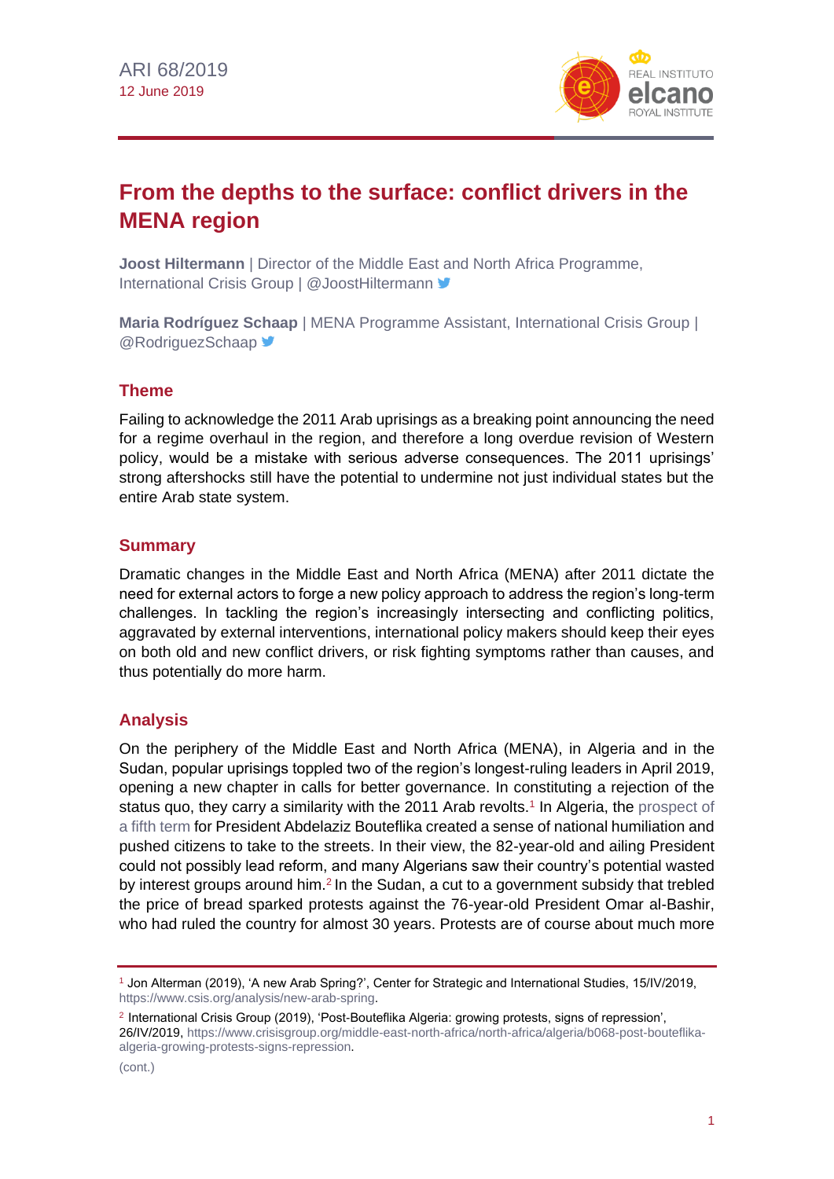ARI 68/2019
12 June 2019

# From the depths to the surface: conflict drivers in the MENA region

**Joost Hiltermann** | Director of the Middle East and North Africa Programme, International Crisis Group | @JoostHiltermann

**Maria Rodríguez Schaap** | MENA Programme Assistant, International Crisis Group | @RodriguezSchaap

## Theme

Failing to acknowledge the 2011 Arab uprisings as a breaking point announcing the need for a regime overhaul in the region, and therefore a long overdue revision of Western policy, would be a mistake with serious adverse consequences. The 2011 uprisings' strong aftershocks still have the potential to undermine not just individual states but the entire Arab state system.

## Summary

Dramatic changes in the Middle East and North Africa (MENA) after 2011 dictate the need for external actors to forge a new policy approach to address the region's long-term challenges. In tackling the region's increasingly intersecting and conflicting politics, aggravated by external interventions, international policy makers should keep their eyes on both old and new conflict drivers, or risk fighting symptoms rather than causes, and thus potentially do more harm.

## Analysis

On the periphery of the Middle East and North Africa (MENA), in Algeria and in the Sudan, popular uprisings toppled two of the region's longest-ruling leaders in April 2019, opening a new chapter in calls for better governance. In constituting a rejection of the status quo, they carry a similarity with the 2011 Arab revolts.[1] In Algeria, the prospect of a fifth term for President Abdelaziz Bouteflika created a sense of national humiliation and pushed citizens to take to the streets. In their view, the 82-year-old and ailing President could not possibly lead reform, and many Algerians saw their country's potential wasted by interest groups around him.[2] In the Sudan, a cut to a government subsidy that trebled the price of bread sparked protests against the 76-year-old President Omar al-Bashir, who had ruled the country for almost 30 years. Protests are of course about much more

---

[1] Jon Alterman (2019), 'A new Arab Spring?', Center for Strategic and International Studies, 15/IV/2019, https://www.csis.org/analysis/new-arab-spring.

[2] International Crisis Group (2019), 'Post-Bouteflika Algeria: growing protests, signs of repression', 26/IV/2019, https://www.crisisgroup.org/middle-east-north-africa/north-africa/algeria/b068-post-bouteflika-algeria-growing-protests-signs-repression.

(cont.)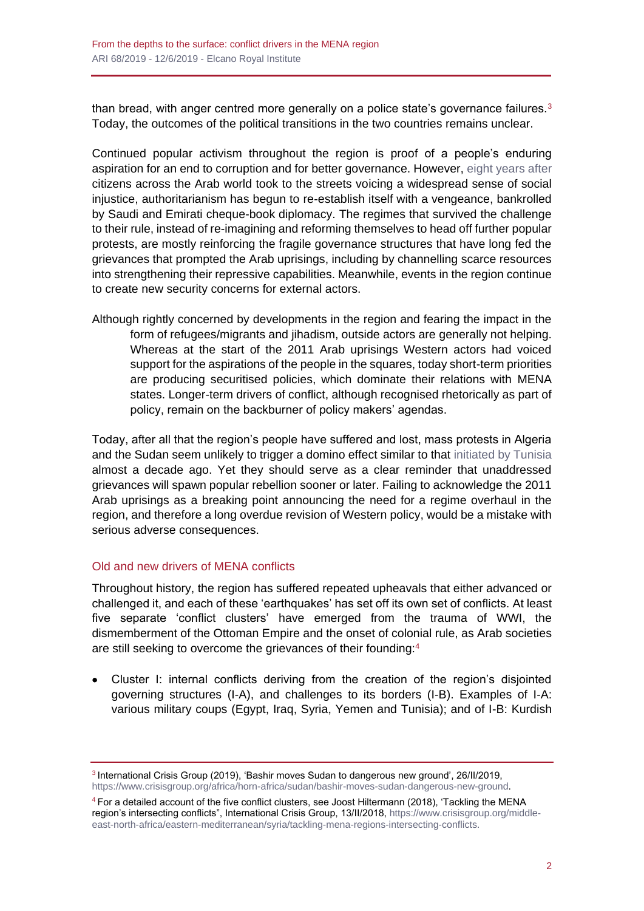than bread, with anger centred more generally on a police state's governance failures.[3] Today, the outcomes of the political transitions in the two countries remains unclear.

Continued popular activism throughout the region is proof of a people's enduring aspiration for an end to corruption and for better governance. However, eight years after citizens across the Arab world took to the streets voicing a widespread sense of social injustice, authoritarianism has begun to re-establish itself with a vengeance, bankrolled by Saudi and Emirati cheque-book diplomacy. The regimes that survived the challenge to their rule, instead of re-imagining and reforming themselves to head off further popular protests, are mostly reinforcing the fragile governance structures that have long fed the grievances that prompted the Arab uprisings, including by channelling scarce resources into strengthening their repressive capabilities. Meanwhile, events in the region continue to create new security concerns for external actors.

Although rightly concerned by developments in the region and fearing the impact in the form of refugees/migrants and jihadism, outside actors are generally not helping. Whereas at the start of the 2011 Arab uprisings Western actors had voiced support for the aspirations of the people in the squares, today short-term priorities are producing securitised policies, which dominate their relations with MENA states. Longer-term drivers of conflict, although recognised rhetorically as part of policy, remain on the backburner of policy makers' agendas.

Today, after all that the region's people have suffered and lost, mass protests in Algeria and the Sudan seem unlikely to trigger a domino effect similar to that initiated by Tunisia almost a decade ago. Yet they should serve as a clear reminder that unaddressed grievances will spawn popular rebellion sooner or later. Failing to acknowledge the 2011 Arab uprisings as a breaking point announcing the need for a regime overhaul in the region, and therefore a long overdue revision of Western policy, would be a mistake with serious adverse consequences.

## Old and new drivers of MENA conflicts

Throughout history, the region has suffered repeated upheavals that either advanced or challenged it, and each of these 'earthquakes' has set off its own set of conflicts. At least five separate 'conflict clusters' have emerged from the trauma of WWI, the dismemberment of the Ottoman Empire and the onset of colonial rule, as Arab societies are still seeking to overcome the grievances of their founding:[4]

- Cluster I: internal conflicts deriving from the creation of the region's disjointed governing structures (I-A), and challenges to its borders (I-B). Examples of I-A: various military coups (Egypt, Iraq, Syria, Yemen and Tunisia); and of I-B: Kurdish

---

[3] International Crisis Group (2019), 'Bashir moves Sudan to dangerous new ground', 26/II/2019, https://www.crisisgroup.org/africa/horn-africa/sudan/bashir-moves-sudan-dangerous-new-ground.

[4] For a detailed account of the five conflict clusters, see Joost Hiltermann (2018), 'Tackling the MENA region's intersecting conflicts", International Crisis Group, 13/II/2018, https://www.crisisgroup.org/middle-east-north-africa/eastern-mediterranean/syria/tackling-mena-regions-intersecting-conflicts.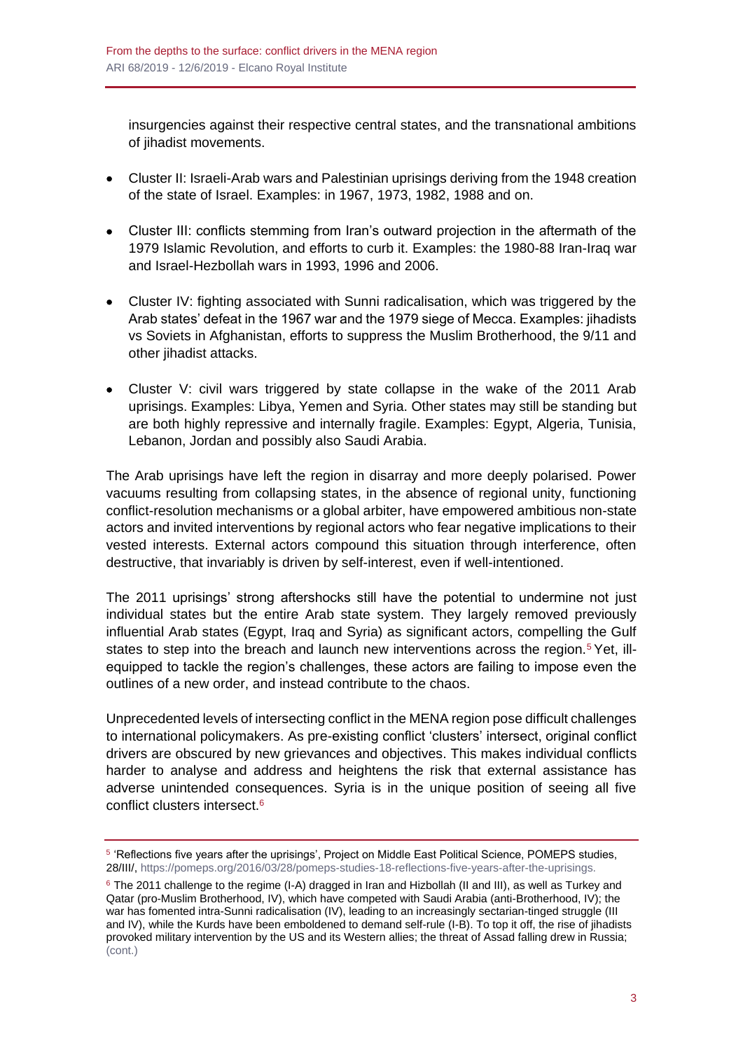insurgencies against their respective central states, and the transnational ambitions of jihadist movements.

- Cluster II: Israeli-Arab wars and Palestinian uprisings deriving from the 1948 creation of the state of Israel. Examples: in 1967, 1973, 1982, 1988 and on.
- Cluster III: conflicts stemming from Iran's outward projection in the aftermath of the 1979 Islamic Revolution, and efforts to curb it. Examples: the 1980-88 Iran-Iraq war and Israel-Hezbollah wars in 1993, 1996 and 2006.
- Cluster IV: fighting associated with Sunni radicalisation, which was triggered by the Arab states' defeat in the 1967 war and the 1979 siege of Mecca. Examples: jihadists vs Soviets in Afghanistan, efforts to suppress the Muslim Brotherhood, the 9/11 and other jihadist attacks.
- Cluster V: civil wars triggered by state collapse in the wake of the 2011 Arab uprisings. Examples: Libya, Yemen and Syria. Other states may still be standing but are both highly repressive and internally fragile. Examples: Egypt, Algeria, Tunisia, Lebanon, Jordan and possibly also Saudi Arabia.

The Arab uprisings have left the region in disarray and more deeply polarised. Power vacuums resulting from collapsing states, in the absence of regional unity, functioning conflict-resolution mechanisms or a global arbiter, have empowered ambitious non-state actors and invited interventions by regional actors who fear negative implications to their vested interests. External actors compound this situation through interference, often destructive, that invariably is driven by self-interest, even if well-intentioned.

The 2011 uprisings' strong aftershocks still have the potential to undermine not just individual states but the entire Arab state system. They largely removed previously influential Arab states (Egypt, Iraq and Syria) as significant actors, compelling the Gulf states to step into the breach and launch new interventions across the region.[5] Yet, ill-equipped to tackle the region's challenges, these actors are failing to impose even the outlines of a new order, and instead contribute to the chaos.

Unprecedented levels of intersecting conflict in the MENA region pose difficult challenges to international policymakers. As pre-existing conflict 'clusters' intersect, original conflict drivers are obscured by new grievances and objectives. This makes individual conflicts harder to analyse and address and heightens the risk that external assistance has adverse unintended consequences. Syria is in the unique position of seeing all five conflict clusters intersect.[6]

---

[5] 'Reflections five years after the uprisings', Project on Middle East Political Science, POMEPS studies, 28/III/, https://pomeps.org/2016/03/28/pomeps-studies-18-reflections-five-years-after-the-uprisings.

[6] The 2011 challenge to the regime (I-A) dragged in Iran and Hizbollah (II and III), as well as Turkey and Qatar (pro-Muslim Brotherhood, IV), which have competed with Saudi Arabia (anti-Brotherhood, IV); the war has fomented intra-Sunni radicalisation (IV), leading to an increasingly sectarian-tinged struggle (III and IV), while the Kurds have been emboldened to demand self-rule (I-B). To top it off, the rise of jihadists provoked military intervention by the US and its Western allies; the threat of Assad falling drew in Russia; (cont.)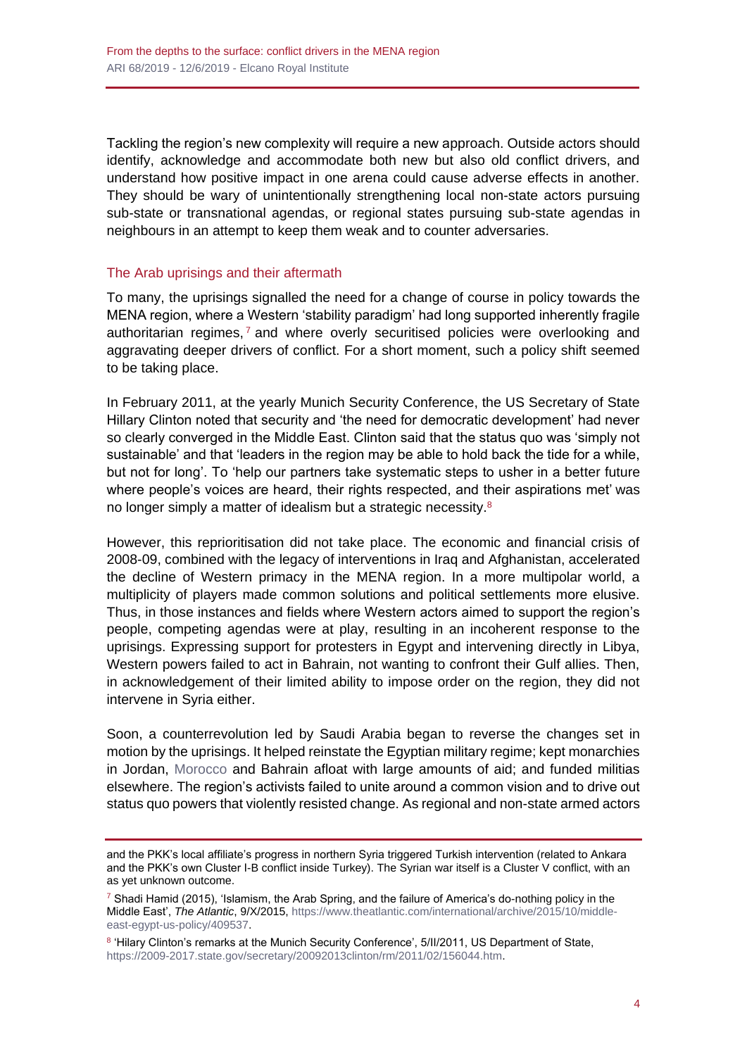Tackling the region's new complexity will require a new approach. Outside actors should identify, acknowledge and accommodate both new but also old conflict drivers, and understand how positive impact in one arena could cause adverse effects in another. They should be wary of unintentionally strengthening local non-state actors pursuing sub-state or transnational agendas, or regional states pursuing sub-state agendas in neighbours in an attempt to keep them weak and to counter adversaries.

## The Arab uprisings and their aftermath

To many, the uprisings signalled the need for a change of course in policy towards the MENA region, where a Western 'stability paradigm' had long supported inherently fragile authoritarian regimes,[7] and where overly securitised policies were overlooking and aggravating deeper drivers of conflict. For a short moment, such a policy shift seemed to be taking place.

In February 2011, at the yearly Munich Security Conference, the US Secretary of State Hillary Clinton noted that security and 'the need for democratic development' had never so clearly converged in the Middle East. Clinton said that the status quo was 'simply not sustainable' and that 'leaders in the region may be able to hold back the tide for a while, but not for long'. To 'help our partners take systematic steps to usher in a better future where people's voices are heard, their rights respected, and their aspirations met' was no longer simply a matter of idealism but a strategic necessity.[8]

However, this reprioritisation did not take place. The economic and financial crisis of 2008-09, combined with the legacy of interventions in Iraq and Afghanistan, accelerated the decline of Western primacy in the MENA region. In a more multipolar world, a multiplicity of players made common solutions and political settlements more elusive. Thus, in those instances and fields where Western actors aimed to support the region's people, competing agendas were at play, resulting in an incoherent response to the uprisings. Expressing support for protesters in Egypt and intervening directly in Libya, Western powers failed to act in Bahrain, not wanting to confront their Gulf allies. Then, in acknowledgement of their limited ability to impose order on the region, they did not intervene in Syria either.

Soon, a counterrevolution led by Saudi Arabia began to reverse the changes set in motion by the uprisings. It helped reinstate the Egyptian military regime; kept monarchies in Jordan, Morocco and Bahrain afloat with large amounts of aid; and funded militias elsewhere. The region's activists failed to unite around a common vision and to drive out status quo powers that violently resisted change. As regional and non-state armed actors

---

and the PKK's local affiliate's progress in northern Syria triggered Turkish intervention (related to Ankara and the PKK's own Cluster I-B conflict inside Turkey). The Syrian war itself is a Cluster V conflict, with an as yet unknown outcome.

[7] Shadi Hamid (2015), 'Islamism, the Arab Spring, and the failure of America's do-nothing policy in the Middle East', *The Atlantic*, 9/X/2015, https://www.theatlantic.com/international/archive/2015/10/middle-east-egypt-us-policy/409537.

[8] 'Hilary Clinton's remarks at the Munich Security Conference', 5/II/2011, US Department of State, https://2009-2017.state.gov/secretary/20092013clinton/rm/2011/02/156044.htm.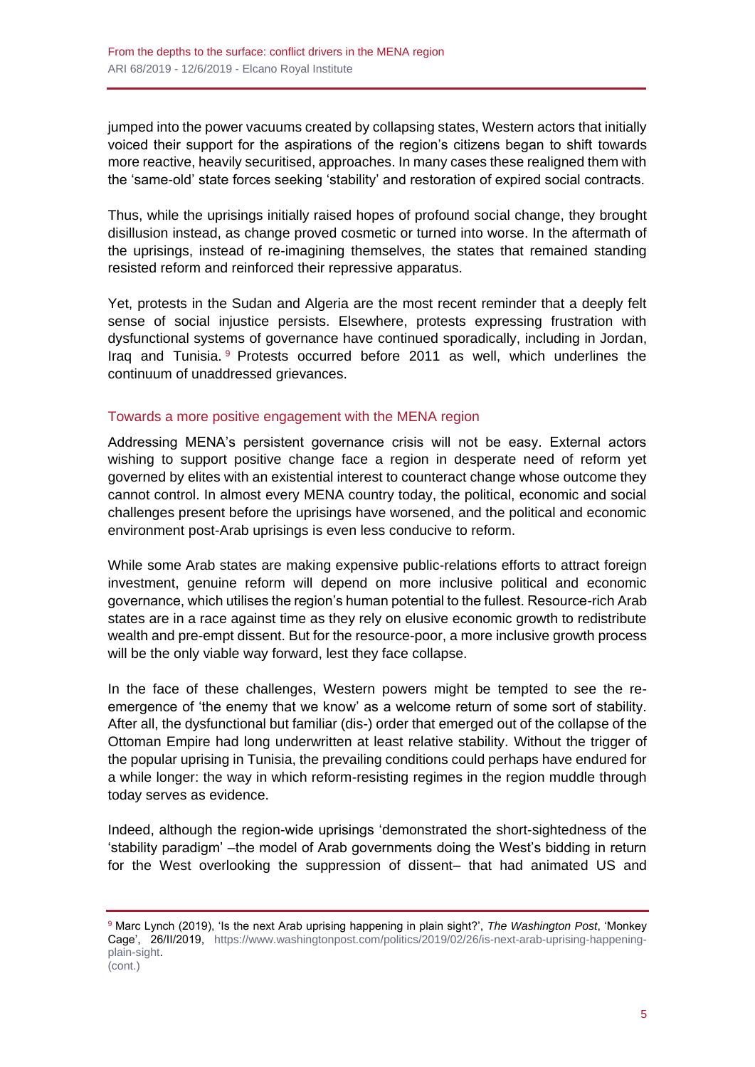jumped into the power vacuums created by collapsing states, Western actors that initially voiced their support for the aspirations of the region's citizens began to shift towards more reactive, heavily securitised, approaches. In many cases these realigned them with the 'same-old' state forces seeking 'stability' and restoration of expired social contracts.

Thus, while the uprisings initially raised hopes of profound social change, they brought disillusion instead, as change proved cosmetic or turned into worse. In the aftermath of the uprisings, instead of re-imagining themselves, the states that remained standing resisted reform and reinforced their repressive apparatus.

Yet, protests in the Sudan and Algeria are the most recent reminder that a deeply felt sense of social injustice persists. Elsewhere, protests expressing frustration with dysfunctional systems of governance have continued sporadically, including in Jordan, Iraq and Tunisia.[9] Protests occurred before 2011 as well, which underlines the continuum of unaddressed grievances.

## Towards a more positive engagement with the MENA region

Addressing MENA's persistent governance crisis will not be easy. External actors wishing to support positive change face a region in desperate need of reform yet governed by elites with an existential interest to counteract change whose outcome they cannot control. In almost every MENA country today, the political, economic and social challenges present before the uprisings have worsened, and the political and economic environment post-Arab uprisings is even less conducive to reform.

While some Arab states are making expensive public-relations efforts to attract foreign investment, genuine reform will depend on more inclusive political and economic governance, which utilises the region's human potential to the fullest. Resource-rich Arab states are in a race against time as they rely on elusive economic growth to redistribute wealth and pre-empt dissent. But for the resource-poor, a more inclusive growth process will be the only viable way forward, lest they face collapse.

In the face of these challenges, Western powers might be tempted to see the re-emergence of 'the enemy that we know' as a welcome return of some sort of stability. After all, the dysfunctional but familiar (dis-) order that emerged out of the collapse of the Ottoman Empire had long underwritten at least relative stability. Without the trigger of the popular uprising in Tunisia, the prevailing conditions could perhaps have endured for a while longer: the way in which reform-resisting regimes in the region muddle through today serves as evidence.

Indeed, although the region-wide uprisings 'demonstrated the short-sightedness of the 'stability paradigm' –the model of Arab governments doing the West's bidding in return for the West overlooking the suppression of dissent– that had animated US and

---

[9] Marc Lynch (2019), 'Is the next Arab uprising happening in plain sight?', *The Washington Post*, 'Monkey Cage', 26/II/2019, https://www.washingtonpost.com/politics/2019/02/26/is-next-arab-uprising-happening-plain-sight.
(cont.)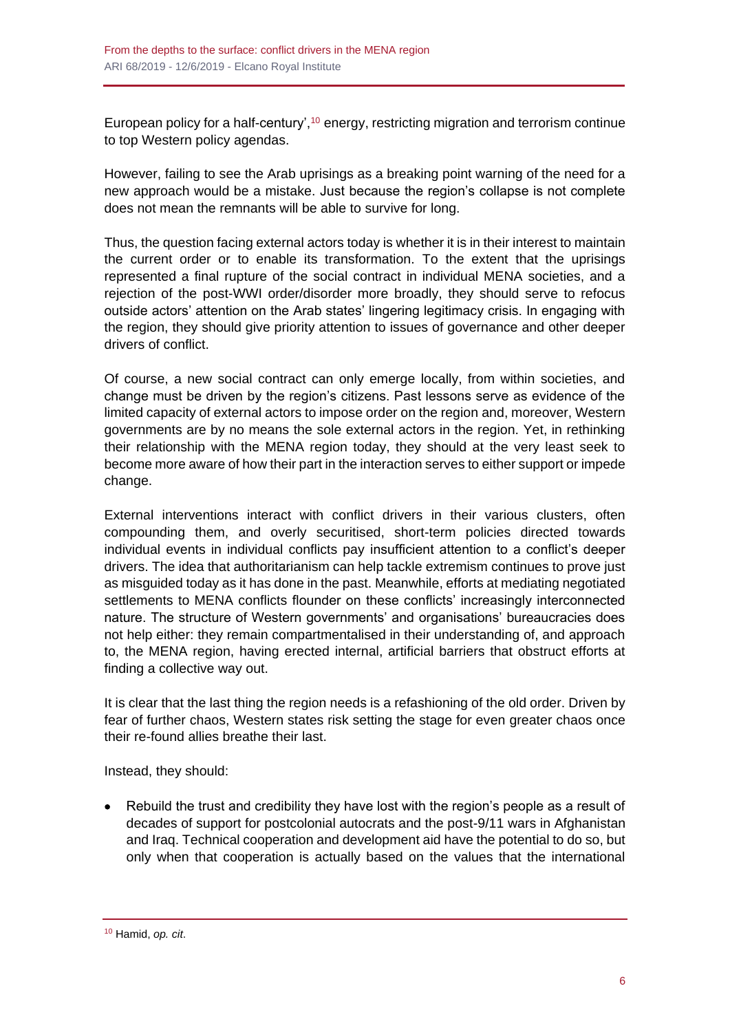European policy for a half-century',[10] energy, restricting migration and terrorism continue to top Western policy agendas.

However, failing to see the Arab uprisings as a breaking point warning of the need for a new approach would be a mistake. Just because the region's collapse is not complete does not mean the remnants will be able to survive for long.

Thus, the question facing external actors today is whether it is in their interest to maintain the current order or to enable its transformation. To the extent that the uprisings represented a final rupture of the social contract in individual MENA societies, and a rejection of the post-WWI order/disorder more broadly, they should serve to refocus outside actors' attention on the Arab states' lingering legitimacy crisis. In engaging with the region, they should give priority attention to issues of governance and other deeper drivers of conflict.

Of course, a new social contract can only emerge locally, from within societies, and change must be driven by the region's citizens. Past lessons serve as evidence of the limited capacity of external actors to impose order on the region and, moreover, Western governments are by no means the sole external actors in the region. Yet, in rethinking their relationship with the MENA region today, they should at the very least seek to become more aware of how their part in the interaction serves to either support or impede change.

External interventions interact with conflict drivers in their various clusters, often compounding them, and overly securitised, short-term policies directed towards individual events in individual conflicts pay insufficient attention to a conflict's deeper drivers. The idea that authoritarianism can help tackle extremism continues to prove just as misguided today as it has done in the past. Meanwhile, efforts at mediating negotiated settlements to MENA conflicts flounder on these conflicts' increasingly interconnected nature. The structure of Western governments' and organisations' bureaucracies does not help either: they remain compartmentalised in their understanding of, and approach to, the MENA region, having erected internal, artificial barriers that obstruct efforts at finding a collective way out.

It is clear that the last thing the region needs is a refashioning of the old order. Driven by fear of further chaos, Western states risk setting the stage for even greater chaos once their re-found allies breathe their last.

Instead, they should:

- Rebuild the trust and credibility they have lost with the region's people as a result of decades of support for postcolonial autocrats and the post-9/11 wars in Afghanistan and Iraq. Technical cooperation and development aid have the potential to do so, but only when that cooperation is actually based on the values that the international

---

[10] Hamid, *op. cit*.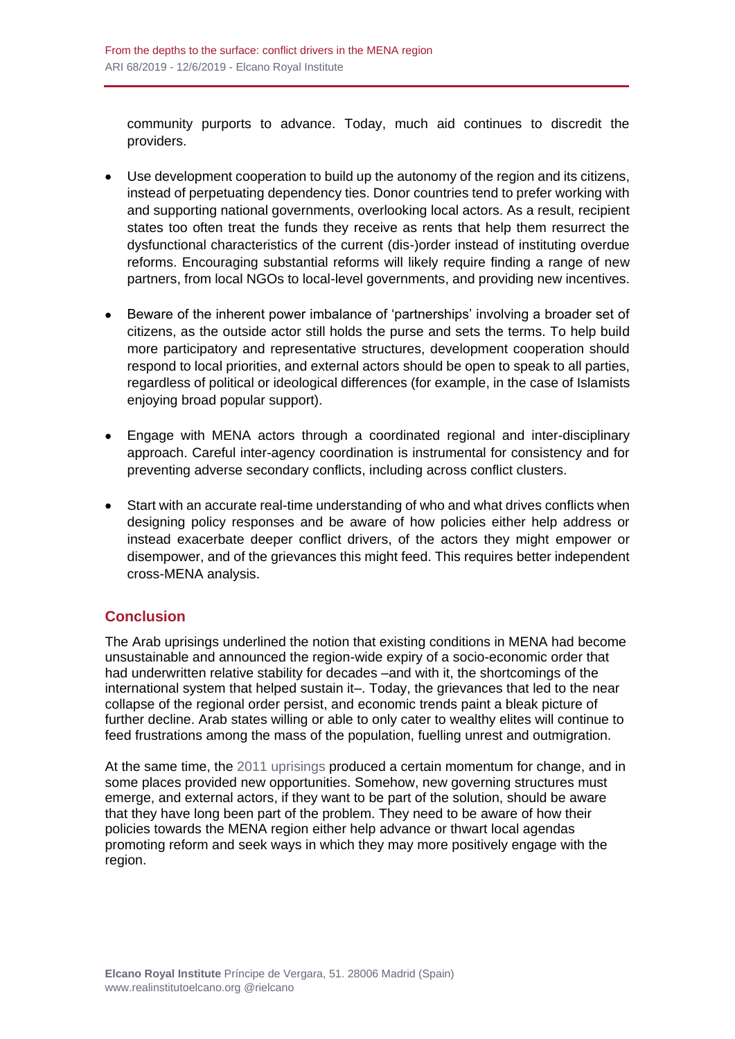community purports to advance. Today, much aid continues to discredit the providers.

- Use development cooperation to build up the autonomy of the region and its citizens, instead of perpetuating dependency ties. Donor countries tend to prefer working with and supporting national governments, overlooking local actors. As a result, recipient states too often treat the funds they receive as rents that help them resurrect the dysfunctional characteristics of the current (dis-)order instead of instituting overdue reforms. Encouraging substantial reforms will likely require finding a range of new partners, from local NGOs to local-level governments, and providing new incentives.

- Beware of the inherent power imbalance of 'partnerships' involving a broader set of citizens, as the outside actor still holds the purse and sets the terms. To help build more participatory and representative structures, development cooperation should respond to local priorities, and external actors should be open to speak to all parties, regardless of political or ideological differences (for example, in the case of Islamists enjoying broad popular support).

- Engage with MENA actors through a coordinated regional and inter-disciplinary approach. Careful inter-agency coordination is instrumental for consistency and for preventing adverse secondary conflicts, including across conflict clusters.

- Start with an accurate real-time understanding of who and what drives conflicts when designing policy responses and be aware of how policies either help address or instead exacerbate deeper conflict drivers, of the actors they might empower or disempower, and of the grievances this might feed. This requires better independent cross-MENA analysis.

## Conclusion

The Arab uprisings underlined the notion that existing conditions in MENA had become unsustainable and announced the region-wide expiry of a socio-economic order that had underwritten relative stability for decades –and with it, the shortcomings of the international system that helped sustain it–. Today, the grievances that led to the near collapse of the regional order persist, and economic trends paint a bleak picture of further decline. Arab states willing or able to only cater to wealthy elites will continue to feed frustrations among the mass of the population, fuelling unrest and outmigration.

At the same time, the 2011 uprisings produced a certain momentum for change, and in some places provided new opportunities. Somehow, new governing structures must emerge, and external actors, if they want to be part of the solution, should be aware that they have long been part of the problem. They need to be aware of how their policies towards the MENA region either help advance or thwart local agendas promoting reform and seek ways in which they may more positively engage with the region.